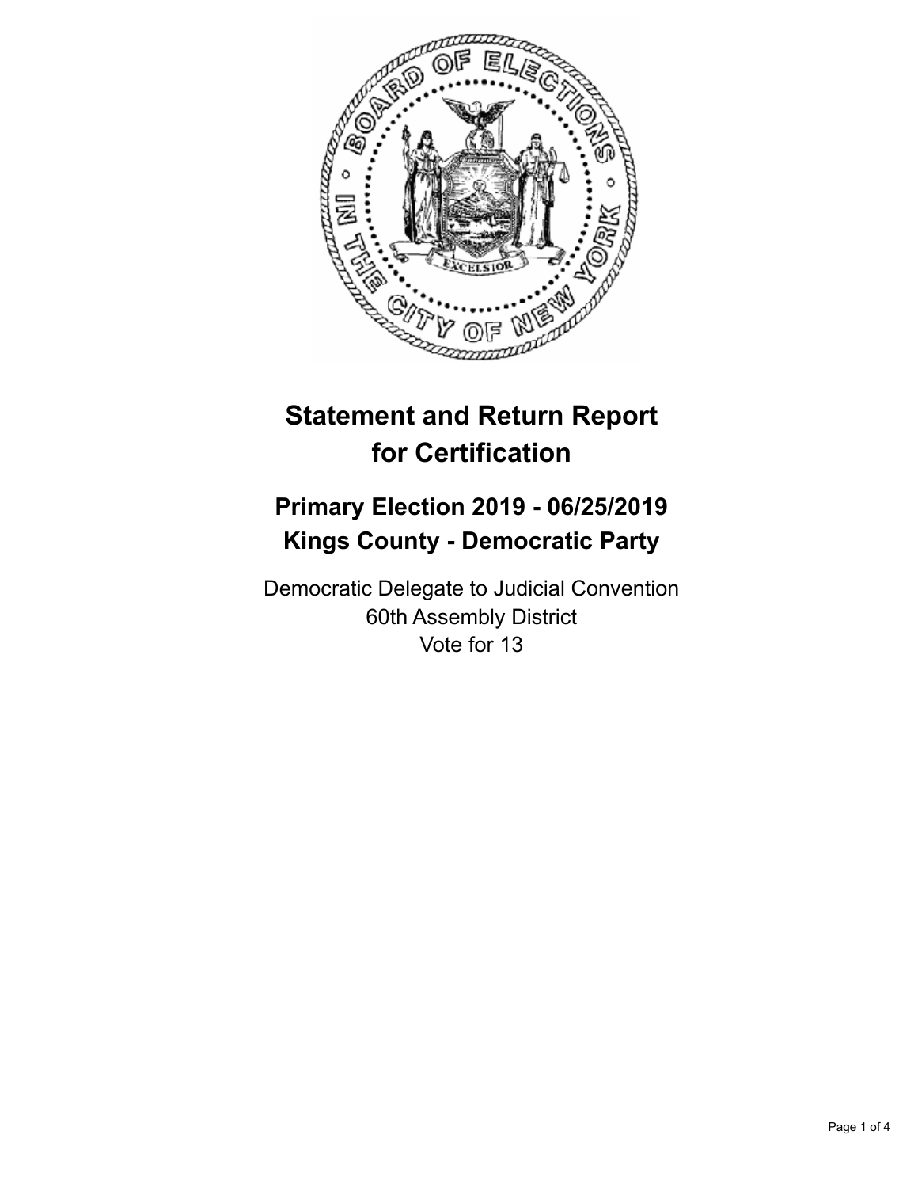# Statement and Return Report for Certification

## Primary Election 2019 - 06/25/2019
## Kings County - Democratic Party

Democratic Delegate to Judicial Convention
60th Assembly District
Vote for 13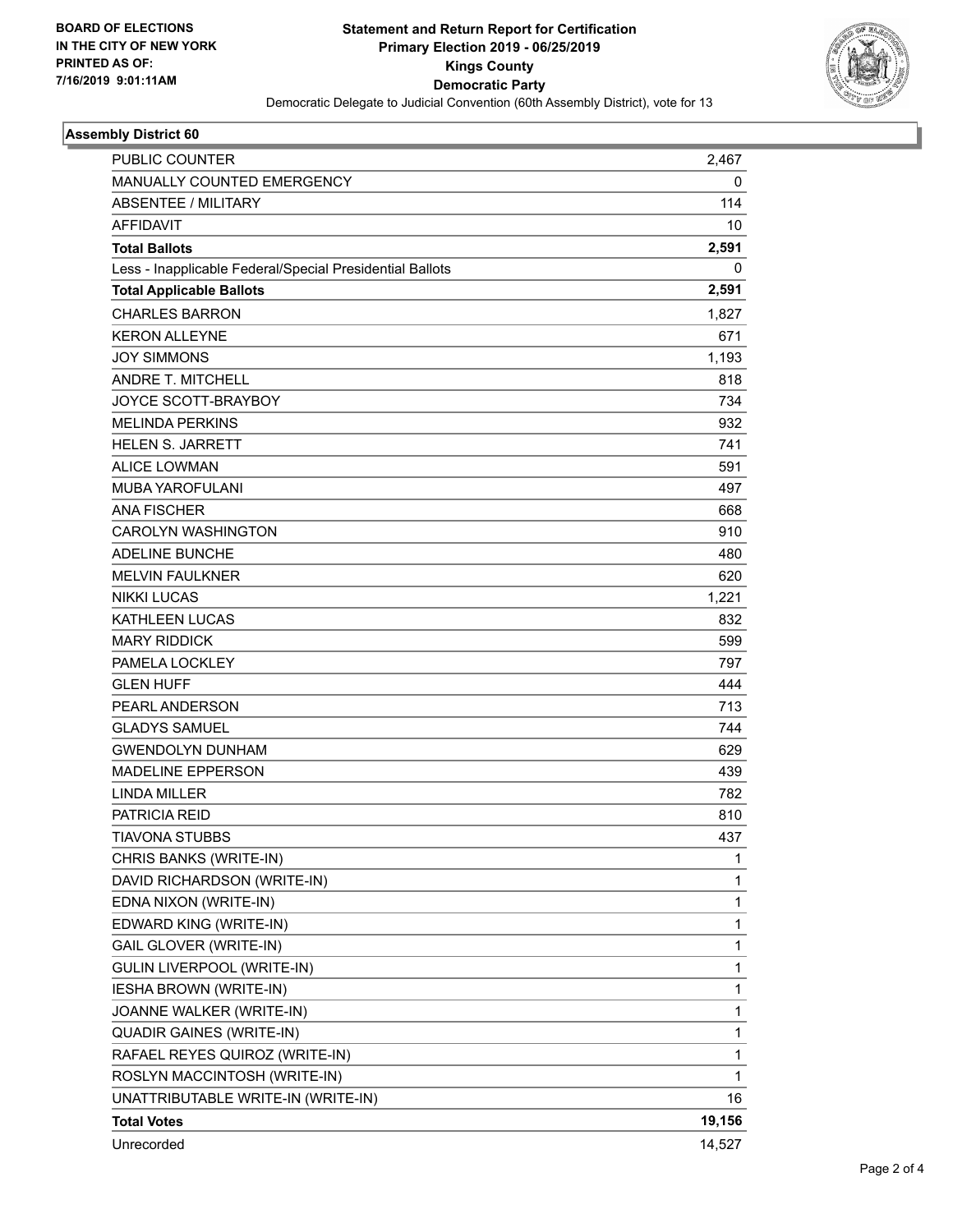BOARD OF ELECTIONS
IN THE CITY OF NEW YORK
PRINTED AS OF:
7/16/2019 9:01:11AM

# Statement and Return Report for Certification
## Primary Election 2019 - 06/25/2019
## Kings County
## Democratic Party

Democratic Delegate to Judicial Convention (60th Assembly District), vote for 13

### Assembly District 60

| | |
|---|---|
| PUBLIC COUNTER | 2,467 |
| MANUALLY COUNTED EMERGENCY | 0 |
| ABSENTEE / MILITARY | 114 |
| AFFIDAVIT | 10 |
| **Total Ballots** | **2,591** |
| Less - Inapplicable Federal/Special Presidential Ballots | 0 |
| **Total Applicable Ballots** | **2,591** |
| CHARLES BARRON | 1,827 |
| KERON ALLEYNE | 671 |
| JOY SIMMONS | 1,193 |
| ANDRE T. MITCHELL | 818 |
| JOYCE SCOTT-BRAYBOY | 734 |
| MELINDA PERKINS | 932 |
| HELEN S. JARRETT | 741 |
| ALICE LOWMAN | 591 |
| MUBA YAROFULANI | 497 |
| ANA FISCHER | 668 |
| CAROLYN WASHINGTON | 910 |
| ADELINE BUNCHE | 480 |
| MELVIN FAULKNER | 620 |
| NIKKI LUCAS | 1,221 |
| KATHLEEN LUCAS | 832 |
| MARY RIDDICK | 599 |
| PAMELA LOCKLEY | 797 |
| GLEN HUFF | 444 |
| PEARL ANDERSON | 713 |
| GLADYS SAMUEL | 744 |
| GWENDOLYN DUNHAM | 629 |
| MADELINE EPPERSON | 439 |
| LINDA MILLER | 782 |
| PATRICIA REID | 810 |
| TIAVONA STUBBS | 437 |
| CHRIS BANKS (WRITE-IN) | 1 |
| DAVID RICHARDSON (WRITE-IN) | 1 |
| EDNA NIXON (WRITE-IN) | 1 |
| EDWARD KING (WRITE-IN) | 1 |
| GAIL GLOVER (WRITE-IN) | 1 |
| GULIN LIVERPOOL (WRITE-IN) | 1 |
| IESHA BROWN (WRITE-IN) | 1 |
| JOANNE WALKER (WRITE-IN) | 1 |
| QUADIR GAINES (WRITE-IN) | 1 |
| RAFAEL REYES QUIROZ (WRITE-IN) | 1 |
| ROSLYN MACCINTOSH (WRITE-IN) | 1 |
| UNATTRIBUTABLE WRITE-IN (WRITE-IN) | 16 |
| **Total Votes** | **19,156** |
| Unrecorded | 14,527 |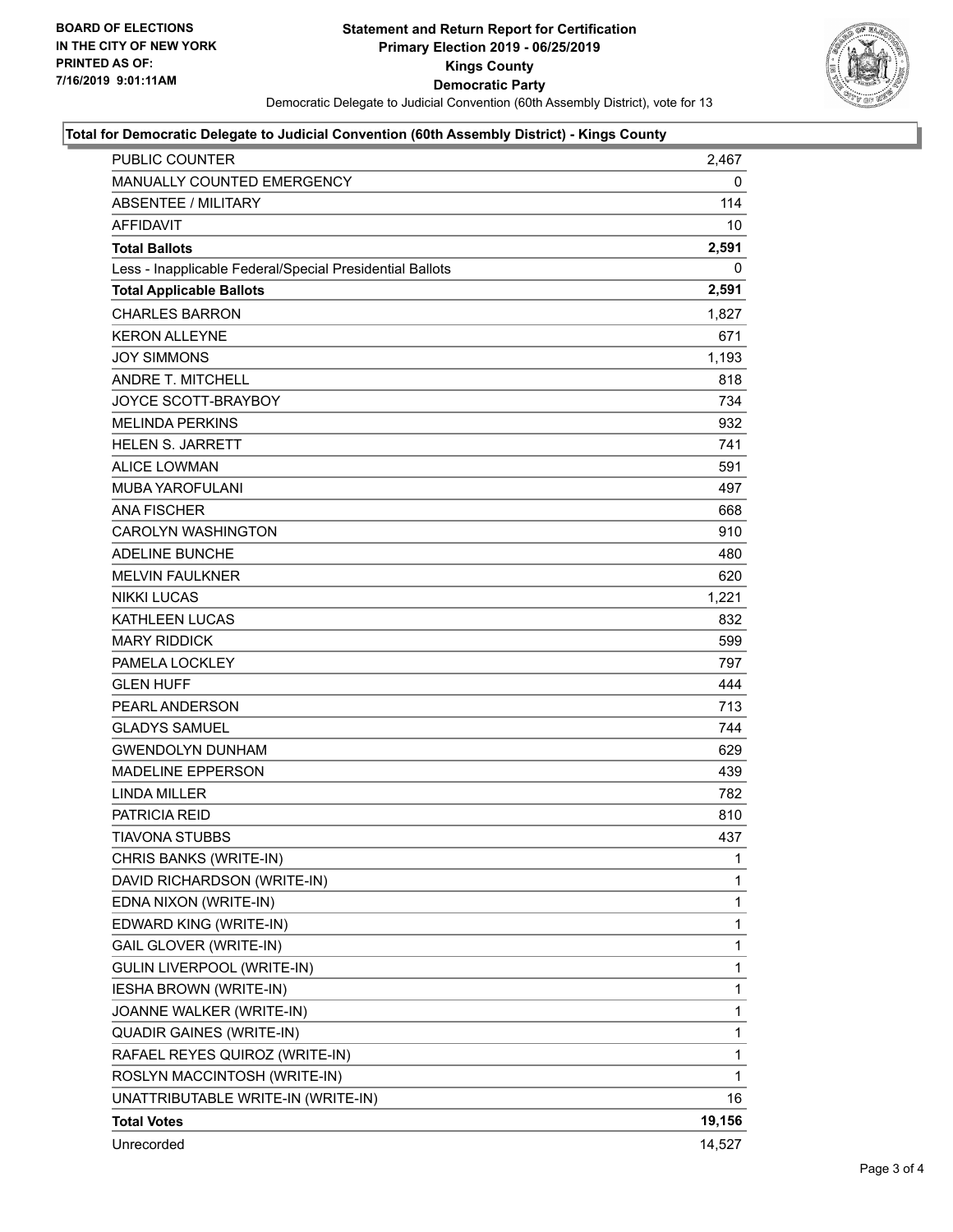**BOARD OF ELECTIONS IN THE CITY OF NEW YORK PRINTED AS OF: 7/16/2019 9:01:11AM**

# Statement and Return Report for Certification
## Primary Election 2019 - 06/25/2019
## Kings County
## Democratic Party

Democratic Delegate to Judicial Convention (60th Assembly District), vote for 13

### Total for Democratic Delegate to Judicial Convention (60th Assembly District) - Kings County

| | |
|---|---|
| PUBLIC COUNTER | 2,467 |
| MANUALLY COUNTED EMERGENCY | 0 |
| ABSENTEE / MILITARY | 114 |
| AFFIDAVIT | 10 |
| **Total Ballots** | **2,591** |
| Less - Inapplicable Federal/Special Presidential Ballots | 0 |
| **Total Applicable Ballots** | **2,591** |
| CHARLES BARRON | 1,827 |
| KERON ALLEYNE | 671 |
| JOY SIMMONS | 1,193 |
| ANDRE T. MITCHELL | 818 |
| JOYCE SCOTT-BRAYBOY | 734 |
| MELINDA PERKINS | 932 |
| HELEN S. JARRETT | 741 |
| ALICE LOWMAN | 591 |
| MUBA YAROFULANI | 497 |
| ANA FISCHER | 668 |
| CAROLYN WASHINGTON | 910 |
| ADELINE BUNCHE | 480 |
| MELVIN FAULKNER | 620 |
| NIKKI LUCAS | 1,221 |
| KATHLEEN LUCAS | 832 |
| MARY RIDDICK | 599 |
| PAMELA LOCKLEY | 797 |
| GLEN HUFF | 444 |
| PEARL ANDERSON | 713 |
| GLADYS SAMUEL | 744 |
| GWENDOLYN DUNHAM | 629 |
| MADELINE EPPERSON | 439 |
| LINDA MILLER | 782 |
| PATRICIA REID | 810 |
| TIAVONA STUBBS | 437 |
| CHRIS BANKS (WRITE-IN) | 1 |
| DAVID RICHARDSON (WRITE-IN) | 1 |
| EDNA NIXON (WRITE-IN) | 1 |
| EDWARD KING (WRITE-IN) | 1 |
| GAIL GLOVER (WRITE-IN) | 1 |
| GULIN LIVERPOOL (WRITE-IN) | 1 |
| IESHA BROWN (WRITE-IN) | 1 |
| JOANNE WALKER (WRITE-IN) | 1 |
| QUADIR GAINES (WRITE-IN) | 1 |
| RAFAEL REYES QUIROZ (WRITE-IN) | 1 |
| ROSLYN MACCINTOSH (WRITE-IN) | 1 |
| UNATTRIBUTABLE WRITE-IN (WRITE-IN) | 16 |
| **Total Votes** | **19,156** |
| Unrecorded | 14,527 |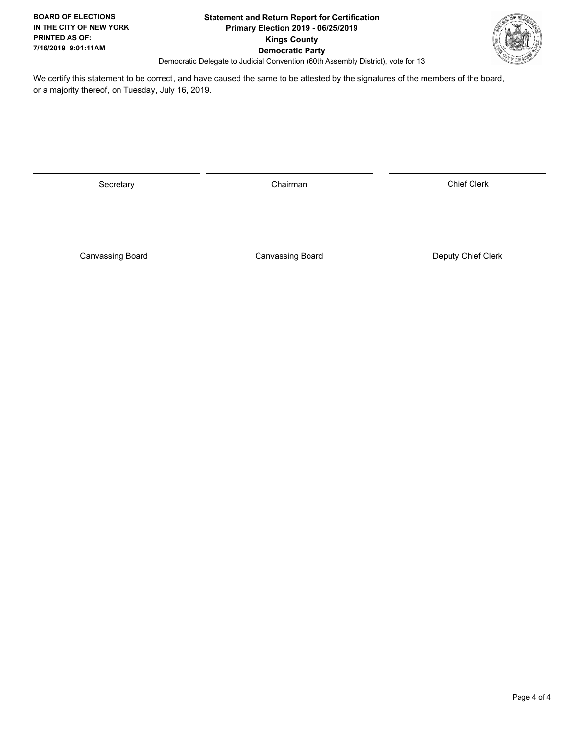**BOARD OF ELECTIONS**
**IN THE CITY OF NEW YORK**
**PRINTED AS OF:**
**7/16/2019 9:01:11AM**

**Statement and Return Report for Certification**
**Primary Election 2019 - 06/25/2019**
**Kings County**
**Democratic Party**
Democratic Delegate to Judicial Convention (60th Assembly District), vote for 13

We certify this statement to be correct, and have caused the same to be attested by the signatures of the members of the board, or a majority thereof, on Tuesday, July 16, 2019.

| | | |
|---|---|---|
| Secretary | Chairman | Chief Clerk |
| Canvassing Board | Canvassing Board | Deputy Chief Clerk |